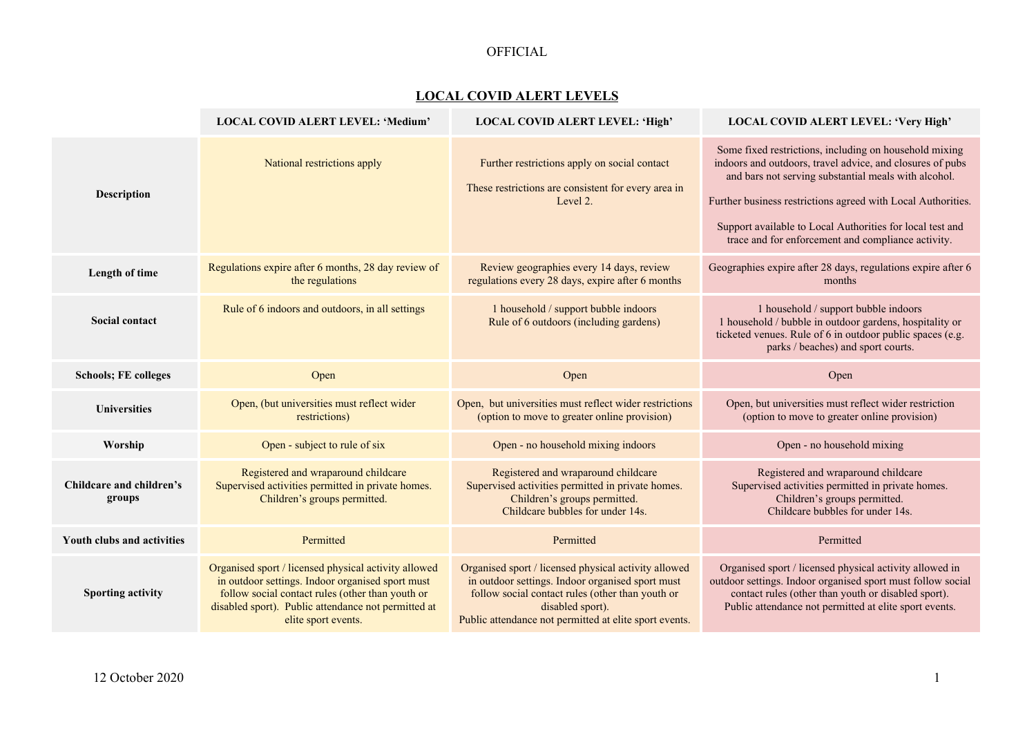## LOCAL COVID ALERT LEVELS

| | LOCAL COVID ALERT LEVEL: 'Medium' | LOCAL COVID ALERT LEVEL: 'High' | LOCAL COVID ALERT LEVEL: 'Very High' |
|---|---|---|---|
| **Description** | National restrictions apply | Further restrictions apply on social contact<br><br>These restrictions are consistent for every area in Level 2. | Some fixed restrictions, including on household mixing indoors and outdoors, travel advice, and closures of pubs and bars not serving substantial meals with alcohol.<br><br>Further business restrictions agreed with Local Authorities.<br><br>Support available to Local Authorities for local test and trace and for enforcement and compliance activity. |
| **Length of time** | Regulations expire after 6 months, 28 day review of the regulations | Review geographies every 14 days, review regulations every 28 days, expire after 6 months | Geographies expire after 28 days, regulations expire after 6 months |
| **Social contact** | Rule of 6 indoors and outdoors, in all settings | 1 household / support bubble indoors<br>Rule of 6 outdoors (including gardens) | 1 household / support bubble indoors<br>1 household / bubble in outdoor gardens, hospitality or ticketed venues. Rule of 6 in outdoor public spaces (e.g. parks / beaches) and sport courts. |
| **Schools; FE colleges** | Open | Open | Open |
| **Universities** | Open, (but universities must reflect wider restrictions) | Open, but universities must reflect wider restrictions (option to move to greater online provision) | Open, but universities must reflect wider restriction (option to move to greater online provision) |
| **Worship** | Open - subject to rule of six | Open - no household mixing indoors | Open - no household mixing |
| **Childcare and children's groups** | Registered and wraparound childcare<br>Supervised activities permitted in private homes.<br>Children's groups permitted. | Registered and wraparound childcare<br>Supervised activities permitted in private homes.<br>Children's groups permitted.<br>Childcare bubbles for under 14s. | Registered and wraparound childcare<br>Supervised activities permitted in private homes.<br>Children's groups permitted.<br>Childcare bubbles for under 14s. |
| **Youth clubs and activities** | Permitted | Permitted | Permitted |
| **Sporting activity** | Organised sport / licensed physical activity allowed in outdoor settings. Indoor organised sport must follow social contact rules (other than youth or disabled sport). Public attendance not permitted at elite sport events. | Organised sport / licensed physical activity allowed in outdoor settings. Indoor organised sport must follow social contact rules (other than youth or disabled sport).<br>Public attendance not permitted at elite sport events. | Organised sport / licensed physical activity allowed in outdoor settings. Indoor organised sport must follow social contact rules (other than youth or disabled sport).<br>Public attendance not permitted at elite sport events. |

12 October 2020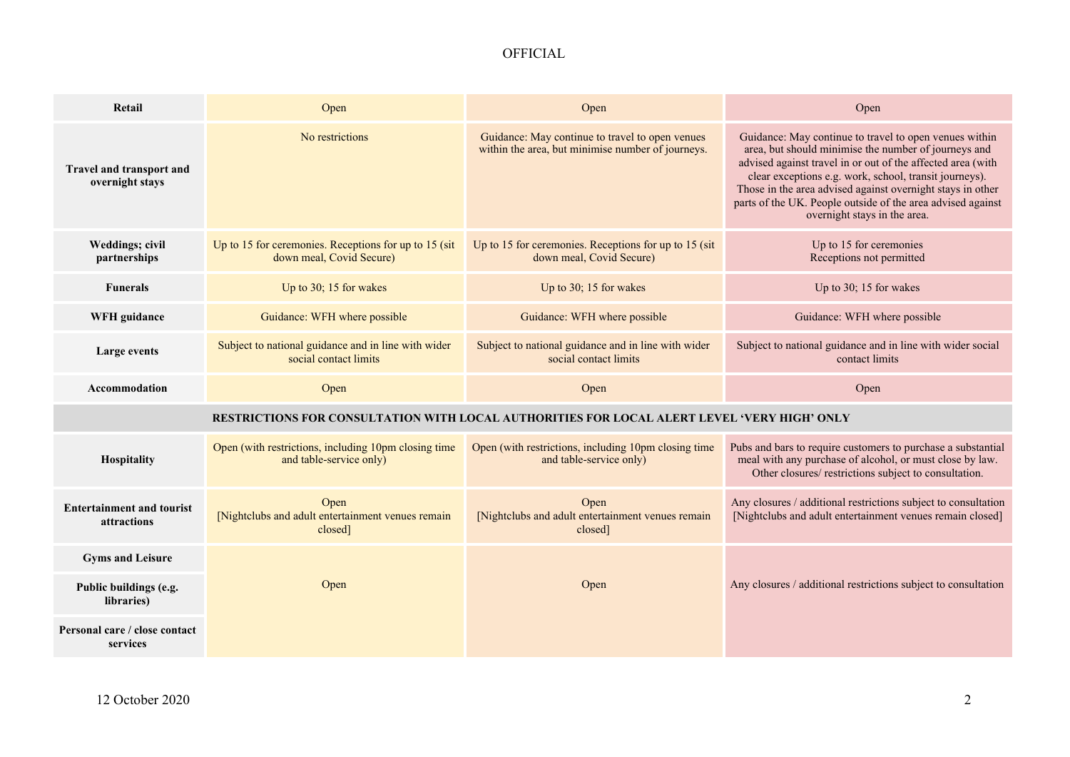| | | | |
|---|---|---|---|
| **Retail** | Open | Open | Open |
| **Travel and transport and overnight stays** | No restrictions | Guidance: May continue to travel to open venues within the area, but minimise number of journeys. | Guidance: May continue to travel to open venues within area, but should minimise the number of journeys and advised against travel in or out of the affected area (with clear exceptions e.g. work, school, transit journeys). Those in the area advised against overnight stays in other parts of the UK. People outside of the area advised against overnight stays in the area. |
| **Weddings; civil partnerships** | Up to 15 for ceremonies. Receptions for up to 15 (sit down meal, Covid Secure) | Up to 15 for ceremonies. Receptions for up to 15 (sit down meal, Covid Secure) | Up to 15 for ceremonies<br>Receptions not permitted |
| **Funerals** | Up to 30; 15 for wakes | Up to 30; 15 for wakes | Up to 30; 15 for wakes |
| **WFH guidance** | Guidance: WFH where possible | Guidance: WFH where possible | Guidance: WFH where possible |
| **Large events** | Subject to national guidance and in line with wider social contact limits | Subject to national guidance and in line with wider social contact limits | Subject to national guidance and in line with wider social contact limits |
| **Accommodation** | Open | Open | Open |
| **RESTRICTIONS FOR CONSULTATION WITH LOCAL AUTHORITIES FOR LOCAL ALERT LEVEL 'VERY HIGH' ONLY** | | | |
| **Hospitality** | Open (with restrictions, including 10pm closing time and table-service only) | Open (with restrictions, including 10pm closing time and table-service only) | Pubs and bars to require customers to purchase a substantial meal with any purchase of alcohol, or must close by law. Other closures/ restrictions subject to consultation. |
| **Entertainment and tourist attractions** | Open<br>[Nightclubs and adult entertainment venues remain closed] | Open<br>[Nightclubs and adult entertainment venues remain closed] | Any closures / additional restrictions subject to consultation<br>[Nightclubs and adult entertainment venues remain closed] |
| **Gyms and Leisure** | Open | Open | Any closures / additional restrictions subject to consultation |
| **Public buildings (e.g. libraries)** | | | |
| **Personal care / close contact services** | | | |

12 October 2020